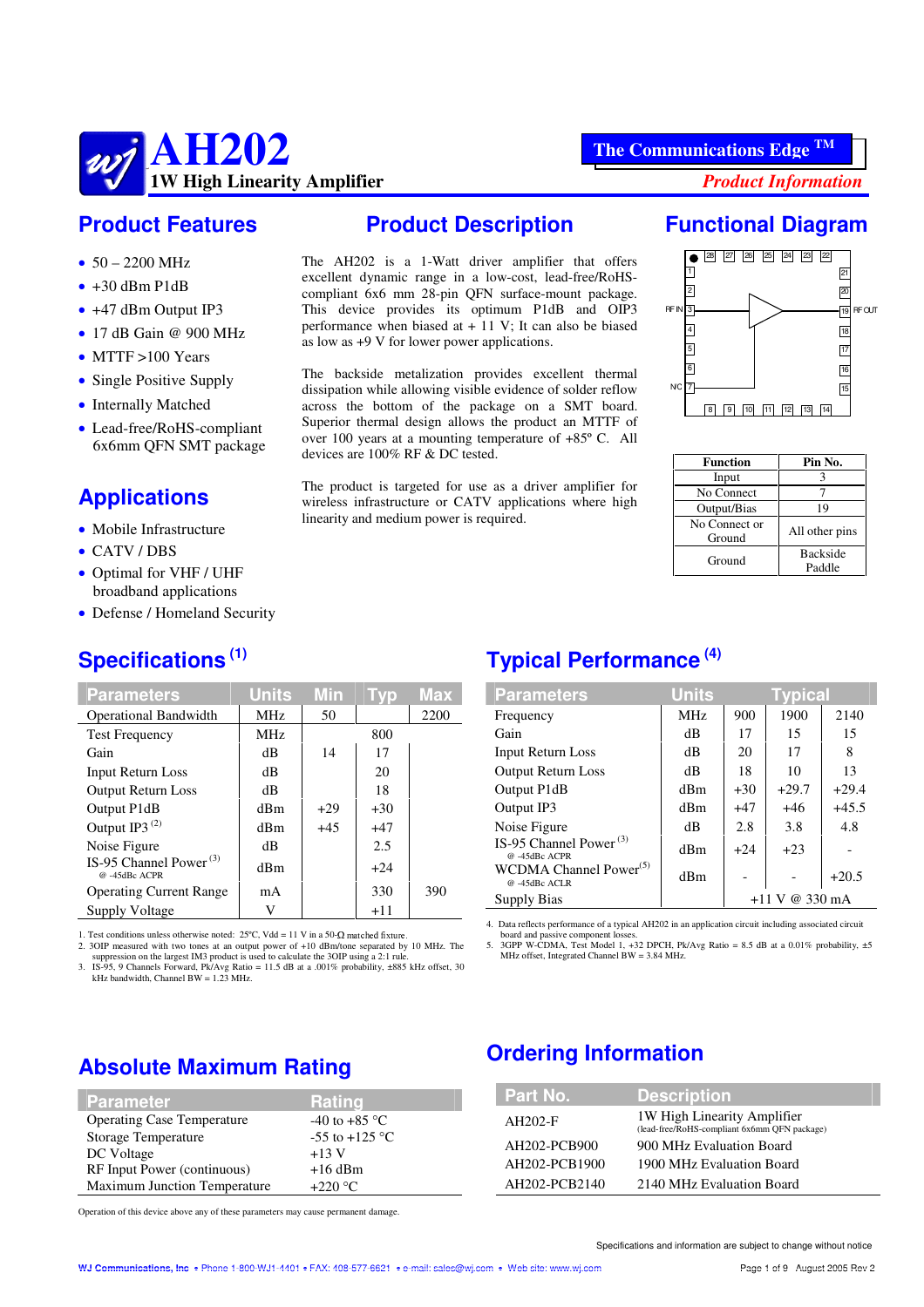# AH202

**1W High Linearity Amplifier**

**The Communications Edge ™**

*Product Information*

## Product Features

- 50 – 2200 MHz
- +30 dBm P1dB
- +47 dBm Output IP3
- 17 dB Gain @ 900 MHz
- MTTF >100 Years
- Single Positive Supply
- Internally Matched
- Lead-free/RoHS-compliant 6x6mm QFN SMT package

## Applications

- Mobile Infrastructure
- CATV / DBS
- Optimal for VHF / UHF broadband applications
- Defense / Homeland Security

## Product Description

The AH202 is a 1-Watt driver amplifier that offers excellent dynamic range in a low-cost, lead-free/RoHS-compliant 6x6 mm 28-pin QFN surface-mount package. This device provides its optimum P1dB and OIP3 performance when biased at + 11 V; It can also be biased as low as +9 V for lower power applications.

The backside metalization provides excellent thermal dissipation while allowing visible evidence of solder reflow across the bottom of the package on a SMT board. Superior thermal design allows the product an MTTF of over 100 years at a mounting temperature of +85° C. All devices are 100% RF & DC tested.

The product is targeted for use as a driver amplifier for wireless infrastructure or CATV applications where high linearity and medium power is required.

## Functional Diagram

| Function | Pin No. |
|---|---|
| Input | 3 |
| No Connect | 7 |
| Output/Bias | 19 |
| No Connect or Ground | All other pins |
| Ground | Backside Paddle |

## Specifications [1]

| Parameters | Units | Min | Typ | Max |
|---|---|---|---|---|
| Operational Bandwidth | MHz | 50 | | 2200 |
| Test Frequency | MHz | | 800 | |
| Gain | dB | 14 | 17 | |
| Input Return Loss | dB | | 20 | |
| Output Return Loss | dB | | 18 | |
| Output P1dB | dBm | +29 | +30 | |
| Output IP3 [2] | dBm | +45 | +47 | |
| Noise Figure | dB | | 2.5 | |
| IS-95 Channel Power [3] @ -45dBc ACPR | dBm | | +24 | |
| Operating Current Range | mA | | 330 | 390 |
| Supply Voltage | V | | +11 | |

1. Test conditions unless otherwise noted: 25ºC, Vdd = 11 V in a 50-Ω matched fixture.
2. 3OIP measured with two tones at an output power of +10 dBm/tone separated by 10 MHz. The suppression on the largest IM3 product is used to calculate the 3OIP using a 2:1 rule.
3. IS-95, 9 Channels Forward, Pk/Avg Ratio = 11.5 dB at a .001% probability, ±885 kHz offset, 30 kHz bandwidth, Channel BW = 1.23 MHz.

## Typical Performance [4]

| Parameters | Units | Typical | | |
|---|---|---|---|---|
| Frequency | MHz | 900 | 1900 | 2140 |
| Gain | dB | 17 | 15 | 15 |
| Input Return Loss | dB | 20 | 17 | 8 |
| Output Return Loss | dB | 18 | 10 | 13 |
| Output P1dB | dBm | +30 | +29.7 | +29.4 |
| Output IP3 | dBm | +47 | +46 | +45.5 |
| Noise Figure | dB | 2.8 | 3.8 | 4.8 |
| IS-95 Channel Power [3] @ -45dBc ACPR | dBm | +24 | +23 | - |
| WCDMA Channel Power [5] @ -45dBc ACLR | dBm | - | - | +20.5 |
| Supply Bias | | +11 V @ 330 mA | | |

4. Data reflects performance of a typical AH202 in an application circuit including associated circuit board and passive component losses.
5. 3GPP W-CDMA, Test Model 1, +32 DPCH, Pk/Avg Ratio = 8.5 dB at a 0.01% probability, ±5 MHz offset, Integrated Channel BW = 3.84 MHz.

## Absolute Maximum Rating

| Parameter | Rating |
|---|---|
| Operating Case Temperature | -40 to +85 °C |
| Storage Temperature | -55 to +125 °C |
| DC Voltage | +13 V |
| RF Input Power (continuous) | +16 dBm |
| Maximum Junction Temperature | +220 °C |

Operation of this device above any of these parameters may cause permanent damage.

## Ordering Information

| Part No. | Description |
|---|---|
| AH202-F | 1W High Linearity Amplifier (lead-free/RoHS-compliant 6x6mm QFN package) |
| AH202-PCB900 | 900 MHz Evaluation Board |
| AH202-PCB1900 | 1900 MHz Evaluation Board |
| AH202-PCB2140 | 2140 MHz Evaluation Board |

Specifications and information are subject to change without notice

WJ Communications, Inc • Phone 1-800-WJ1-4401 • FAX: 408-577-6621 • e-mail: sales@wj.com • Web site: www.wj.com

August 2005 Rev 2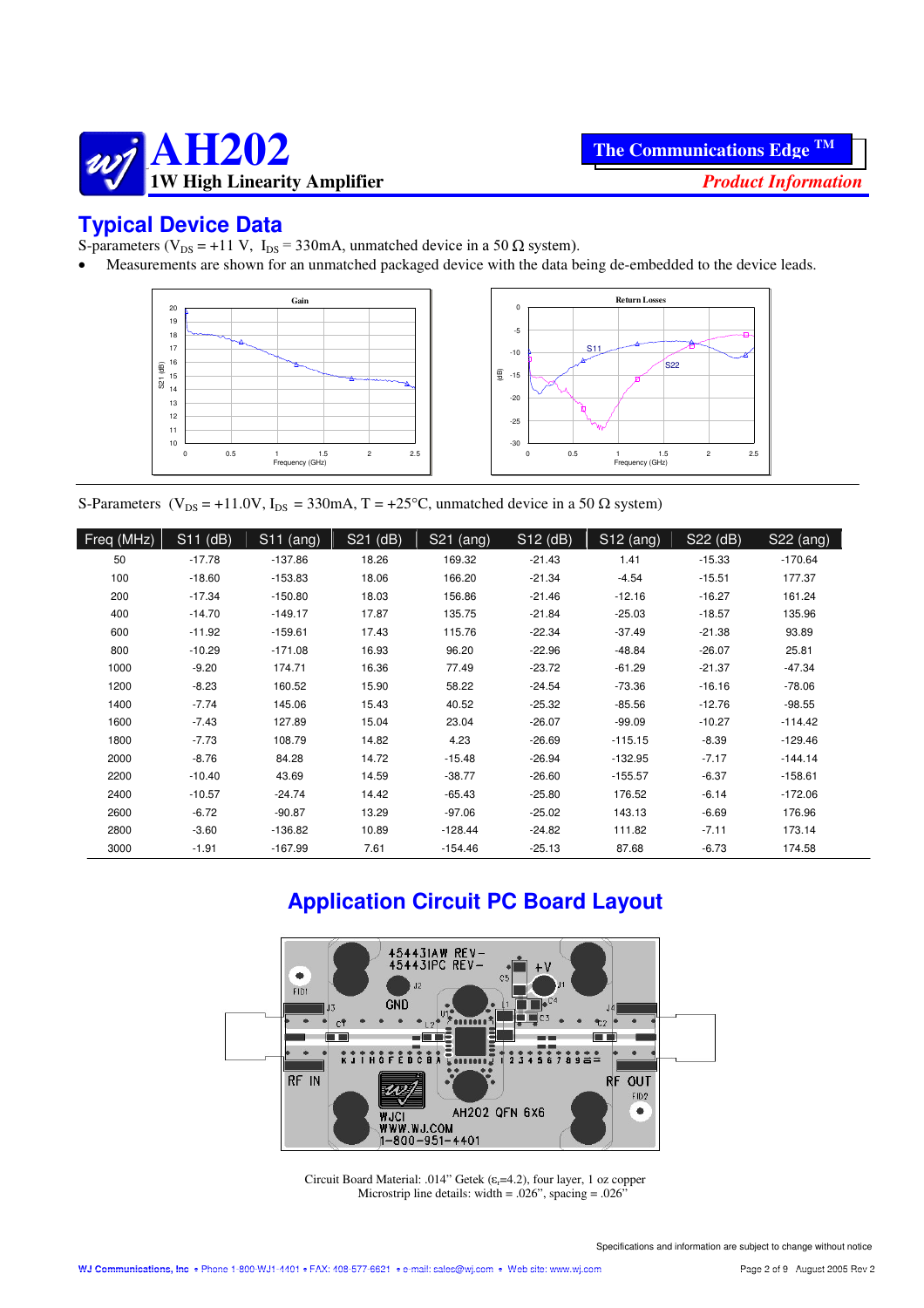# AH202

**1W High Linearity Amplifier**

## Typical Device Data

S-parameters ($V_{DS}$ = +11 V, $I_{DS}$ = 330mA, unmatched device in a 50 Ω system).

- Measurements are shown for an unmatched packaged device with the data being de-embedded to the device leads.

S-Parameters ($V_{DS}$ = +11.0V, $I_{DS}$ = 330mA, T = +25°C, unmatched device in a 50 Ω system)

| Freq (MHz) | S11 (dB) | S11 (ang) | S21 (dB) | S21 (ang) | S12 (dB) | S12 (ang) | S22 (dB) | S22 (ang) |
|---|---|---|---|---|---|---|---|---|
| 50 | -17.78 | -137.86 | 18.26 | 169.32 | -21.43 | 1.41 | -15.33 | -170.64 |
| 100 | -18.60 | -153.83 | 18.06 | 166.20 | -21.34 | -4.54 | -15.51 | 177.37 |
| 200 | -17.34 | -150.80 | 18.03 | 156.86 | -21.46 | -12.16 | -16.27 | 161.24 |
| 400 | -14.70 | -149.17 | 17.87 | 135.75 | -21.84 | -25.03 | -18.57 | 135.96 |
| 600 | -11.92 | -159.61 | 17.43 | 115.76 | -22.34 | -37.49 | -21.38 | 93.89 |
| 800 | -10.29 | -171.08 | 16.93 | 96.20 | -22.96 | -48.84 | -26.07 | 25.81 |
| 1000 | -9.20 | 174.71 | 16.36 | 77.49 | -23.72 | -61.29 | -21.37 | -47.34 |
| 1200 | -8.23 | 160.52 | 15.90 | 58.22 | -24.54 | -73.36 | -16.16 | -78.06 |
| 1400 | -7.74 | 145.06 | 15.43 | 40.52 | -25.32 | -85.56 | -12.76 | -98.55 |
| 1600 | -7.43 | 127.89 | 15.04 | 23.04 | -26.07 | -99.09 | -10.27 | -114.42 |
| 1800 | -7.73 | 108.79 | 14.82 | 4.23 | -26.69 | -115.15 | -8.39 | -129.46 |
| 2000 | -8.76 | 84.28 | 14.72 | -15.48 | -26.94 | -132.95 | -7.17 | -144.14 |
| 2200 | -10.40 | 43.69 | 14.59 | -38.77 | -26.60 | -155.57 | -6.37 | -158.61 |
| 2400 | -10.57 | -24.74 | 14.42 | -65.43 | -25.80 | 176.52 | -6.14 | -172.06 |
| 2600 | -6.72 | -90.87 | 13.29 | -97.06 | -25.02 | 143.13 | -6.69 | 176.96 |
| 2800 | -3.60 | -136.82 | 10.89 | -128.44 | -24.82 | 111.82 | -7.11 | 173.14 |
| 3000 | -1.91 | -167.99 | 7.61 | -154.46 | -25.13 | 87.68 | -6.73 | 174.58 |

## Application Circuit PC Board Layout

Circuit Board Material: .014" Getek ($\varepsilon_r$=4.2), four layer, 1 oz copper
Microstrip line details: width = .026", spacing = .026"

Specifications and information are subject to change without notice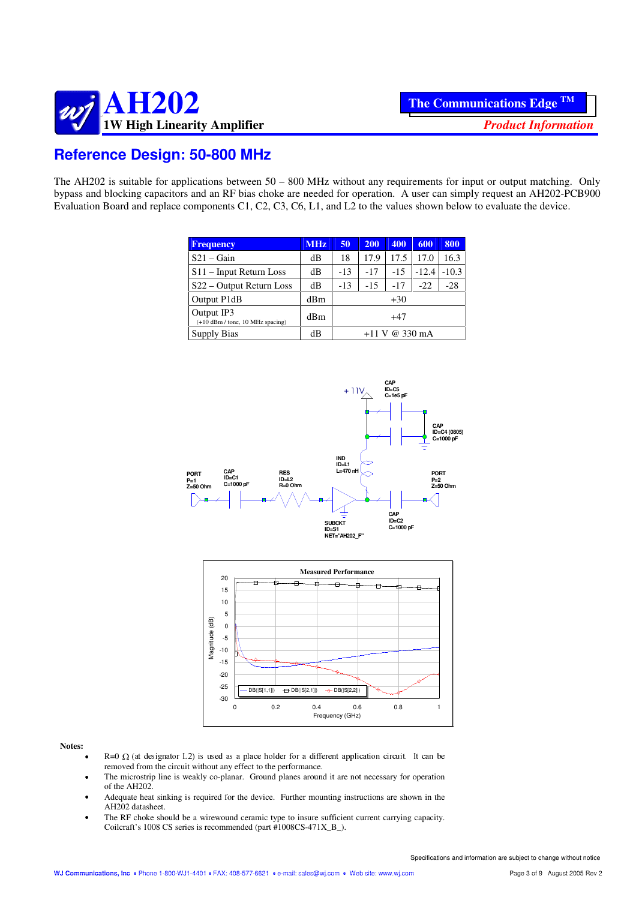# AH202

**1W High Linearity Amplifier**

**The Communications Edge ™**

*Product Information*

## Reference Design: 50-800 MHz

The AH202 is suitable for applications between 50 – 800 MHz without any requirements for input or output matching. Only bypass and blocking capacitors and an RF bias choke are needed for operation. A user can simply request an AH202-PCB900 Evaluation Board and replace components C1, C2, C3, C6, L1, and L2 to the values shown below to evaluate the device.

| Frequency | MHz | 50 | 200 | 400 | 600 | 800 |
|---|---|---|---|---|---|---|
| S21 – Gain | dB | 18 | 17.9 | 17.5 | 17.0 | 16.3 |
| S11 – Input Return Loss | dB | -13 | -17 | -15 | -12.4 | -10.3 |
| S22 – Output Return Loss | dB | -13 | -15 | -17 | -22 | -28 |
| Output P1dB | dBm | +30 | | | | |
| Output IP3 (+10 dBm / tone, 10 MHz spacing) | dBm | +47 | | | | |
| Supply Bias | dB | +11 V @ 330 mA | | | | |

**Notes:**

- R=0 Ω (at designator L2) is used as a place holder for a different application circuit. It can be removed from the circuit without any effect to the performance.
- The microstrip line is weakly co-planar. Ground planes around it are not necessary for operation of the AH202.
- Adequate heat sinking is required for the device. Further mounting instructions are shown in the AH202 datasheet.
- The RF choke should be a wirewound ceramic type to insure sufficient current carrying capacity. Coilcraft's 1008 CS series is recommended (part #1008CS-471X_B_).

Specifications and information are subject to change without notice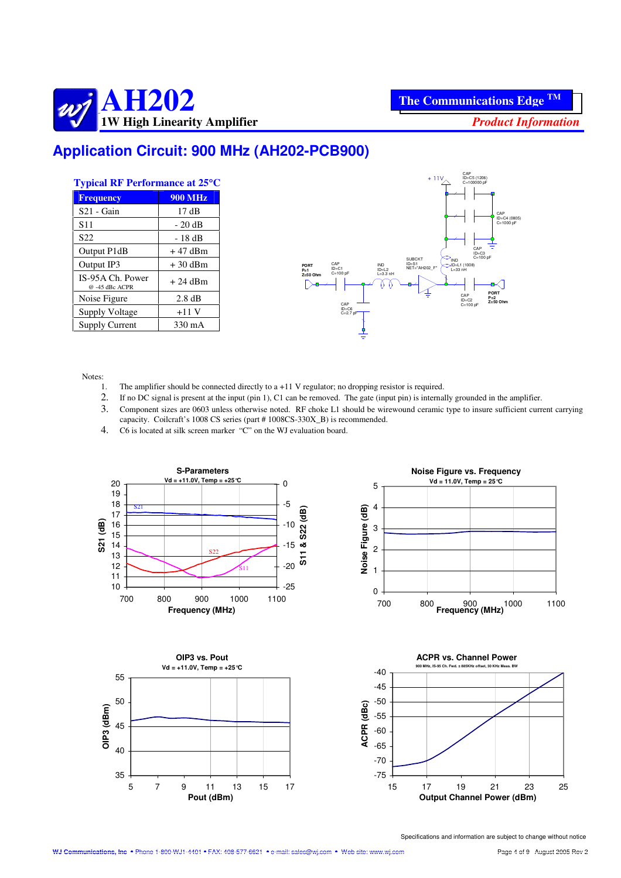# AH202

## 1W High Linearity Amplifier

The Communications Edge ™

*Product Information*

## Application Circuit: 900 MHz (AH202-PCB900)

### Typical RF Performance at 25°C

| Frequency | 900 MHz |
|---|---|
| S21 - Gain | 17 dB |
| S11 | - 20 dB |
| S22 | - 18 dB |
| Output P1dB | + 47 dBm |
| Output IP3 | + 30 dBm |
| IS-95A Ch. Power @ -45 dBc ACPR | + 24 dBm |
| Noise Figure | 2.8 dB |
| Supply Voltage | +11 V |
| Supply Current | 330 mA |

Notes:

1. The amplifier should be connected directly to a +11 V regulator; no dropping resistor is required.
2. If no DC signal is present at the input (pin 1), C1 can be removed. The gate (input pin) is internally grounded in the amplifier.
3. Component sizes are 0603 unless otherwise noted. RF choke L1 should be wirewound ceramic type to insure sufficient current carrying capacity. Coilcraft's 1008 CS series (part # 1008CS-330X_B) is recommended.
4. C6 is located at silk screen marker "C" on the WJ evaluation board.

Specifications and information are subject to change without notice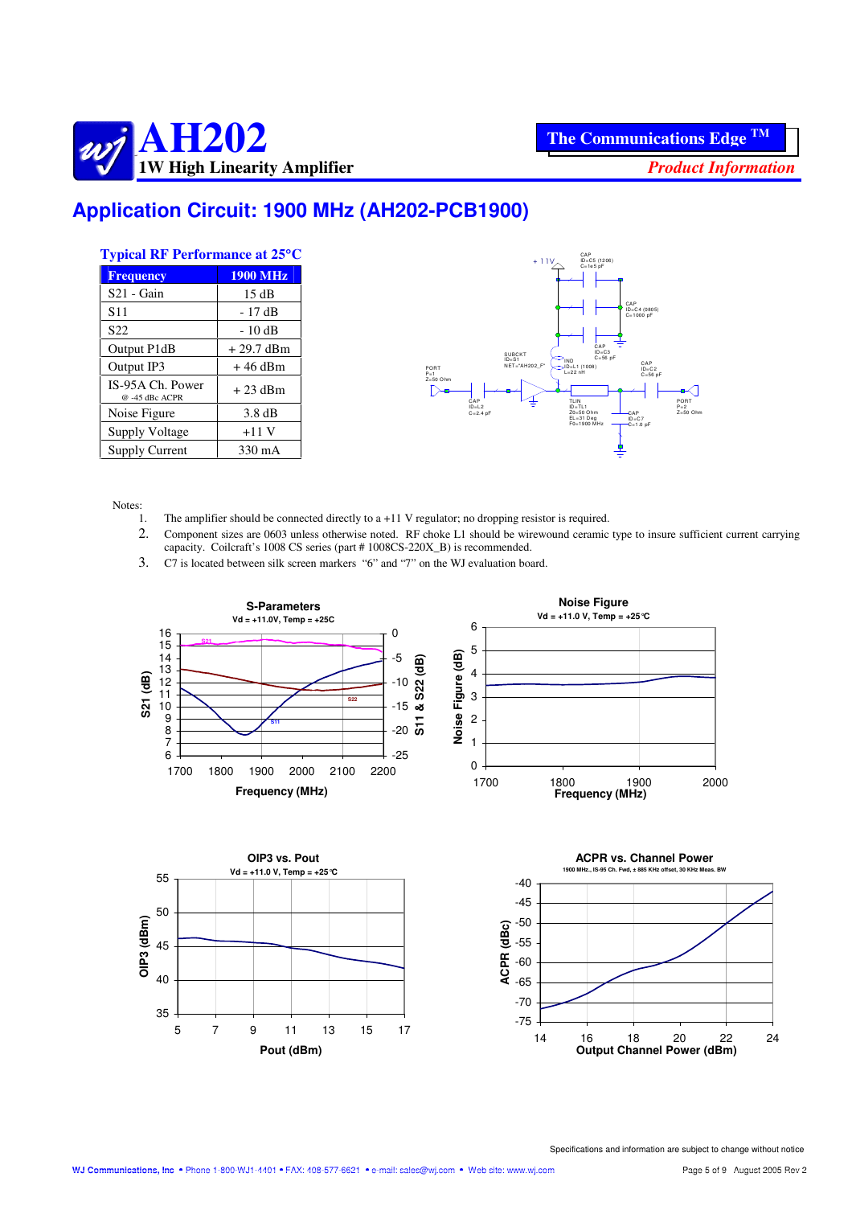# AH202
## 1W High Linearity Amplifier

The Communications Edge ™

*Product Information*

## Application Circuit: 1900 MHz (AH202-PCB1900)

### Typical RF Performance at 25°C

| Frequency | 1900 MHz |
|---|---|
| S21 - Gain | 15 dB |
| S11 | - 17 dB |
| S22 | - 10 dB |
| Output P1dB | + 29.7 dBm |
| Output IP3 | + 46 dBm |
| IS-95A Ch. Power @ -45 dBc ACPR | + 23 dBm |
| Noise Figure | 3.8 dB |
| Supply Voltage | +11 V |
| Supply Current | 330 mA |

Notes:

1. The amplifier should be connected directly to a +11 V regulator; no dropping resistor is required.
2. Component sizes are 0603 unless otherwise noted. RF choke L1 should be wirewound ceramic type to insure sufficient current carrying capacity. Coilcraft's 1008 CS series (part # 1008CS-220X_B) is recommended.
3. C7 is located between silk screen markers "6" and "7" on the WJ evaluation board.

Specifications and information are subject to change without notice

WJ Communications, Inc • Phone 1-800-WJ1-4401 • FAX: 408-577-6621 • e-mail: sales@wj.com • Web site: www.wj.com

August 2005 Rev 2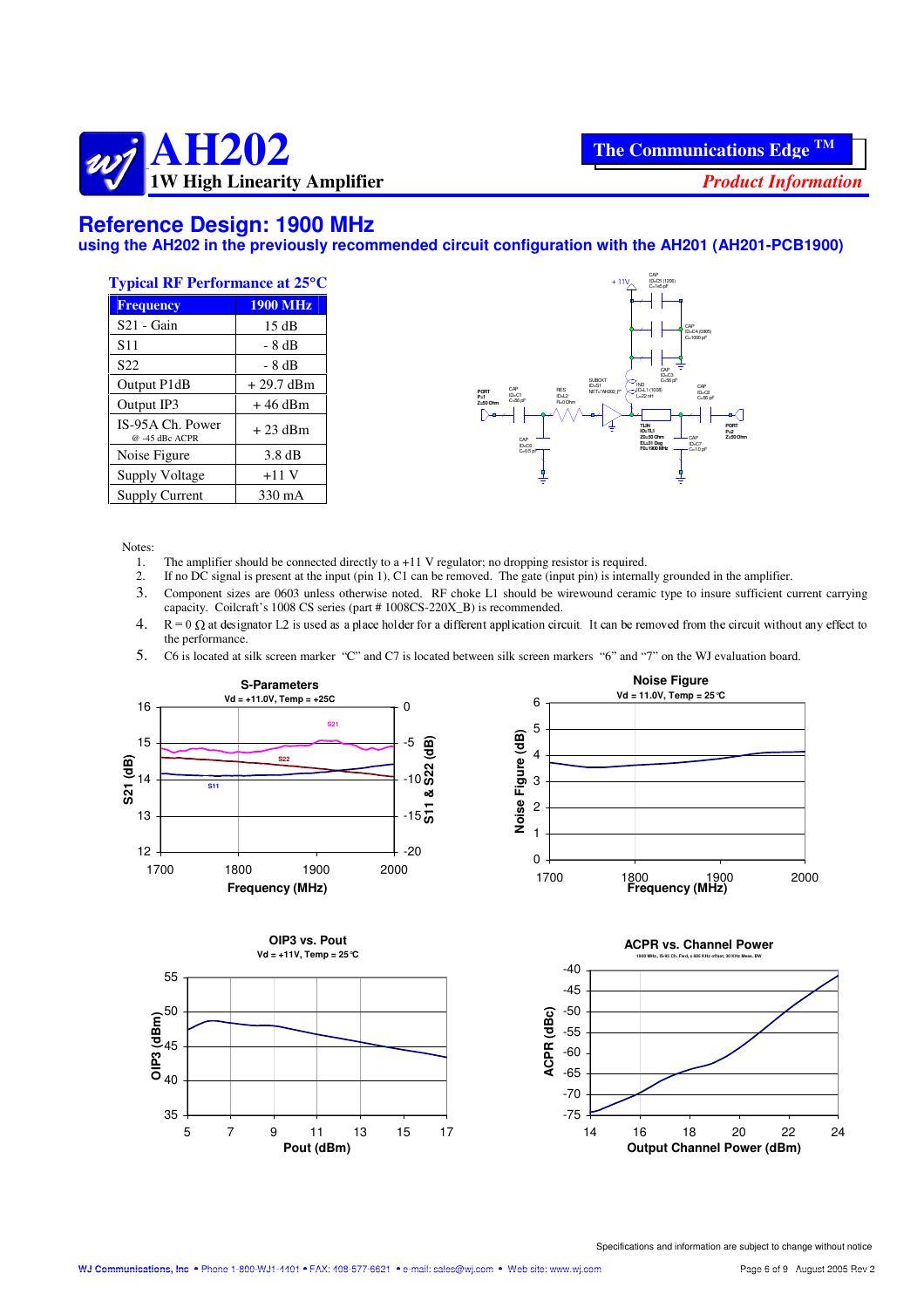# AH202
## 1W High Linearity Amplifier

**The Communications Edge ™**

*Product Information*

## Reference Design: 1900 MHz

**using the AH202 in the previously recommended circuit configuration with the AH201 (AH201-PCB1900)**

**Typical RF Performance at 25°C**

| Frequency | 1900 MHz |
|---|---|
| S21 - Gain | 15 dB |
| S11 | - 8 dB |
| S22 | - 8 dB |
| Output P1dB | + 29.7 dBm |
| Output IP3 | + 46 dBm |
| IS-95A Ch. Power @ -45 dBc ACPR | + 23 dBm |
| Noise Figure | 3.8 dB |
| Supply Voltage | +11 V |
| Supply Current | 330 mA |

Notes:

1. The amplifier should be connected directly to a +11 V regulator; no dropping resistor is required.
2. If no DC signal is present at the input (pin 1), C1 can be removed. The gate (input pin) is internally grounded in the amplifier.
3. Component sizes are 0603 unless otherwise noted. RF choke L1 should be wirewound ceramic type to insure sufficient current carrying capacity. Coilcraft's 1008 CS series (part # 1008CS-220X_B) is recommended.
4. R = 0 Ω at designator L2 is used as a place holder for a different application circuit. It can be removed from the circuit without any effect to the performance.
5. C6 is located at silk screen marker "C" and C7 is located between silk screen markers "6" and "7" on the WJ evaluation board.

Specifications and information are subject to change without notice

WJ Communications, Inc • Phone 1-800-WJ1-4401 • FAX: 408-577-6621 • e-mail: sales@wj.com • Web site: www.wj.com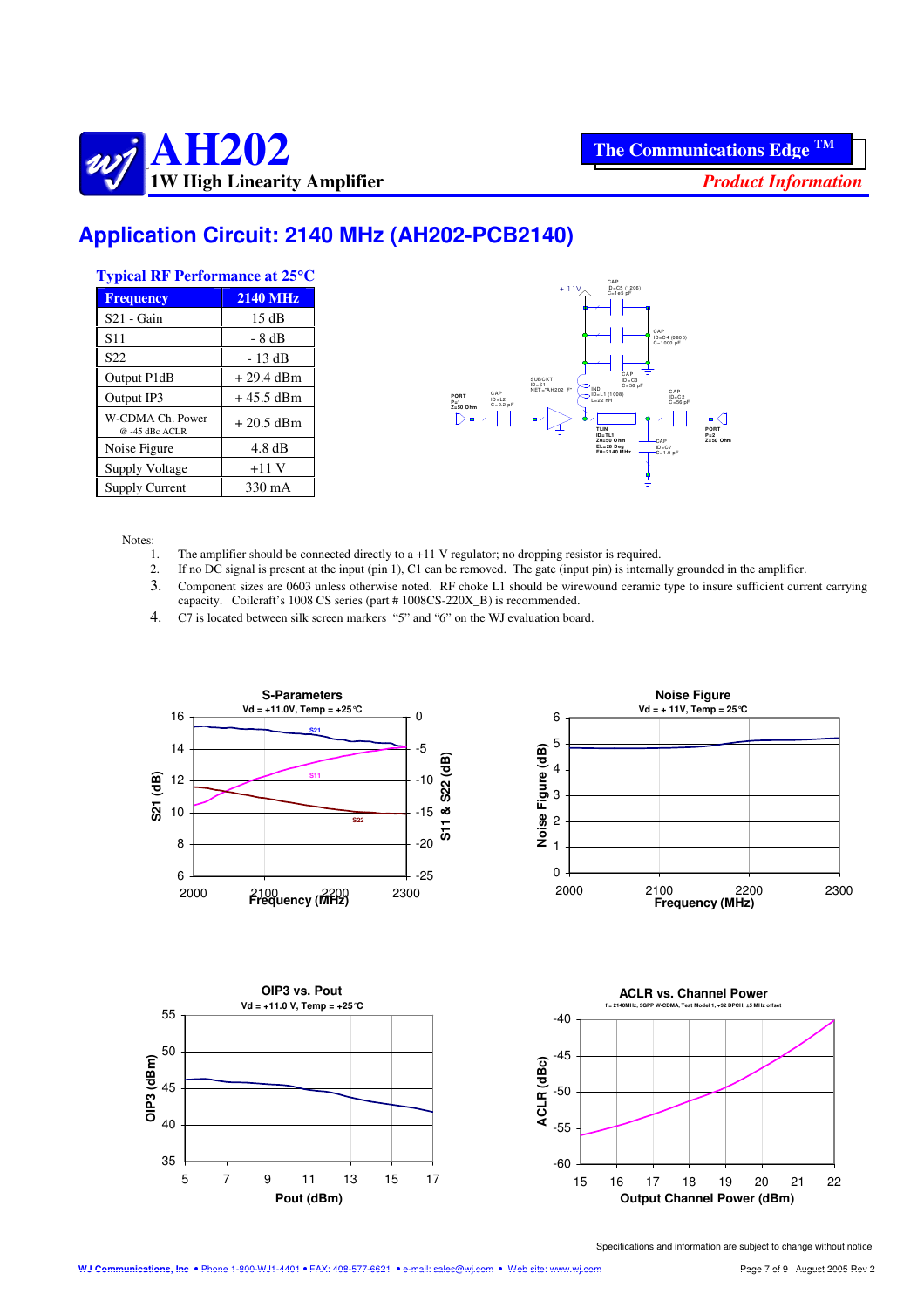# AH202

**1W High Linearity Amplifier**

**The Communications Edge ™**

*Product Information*

## Application Circuit: 2140 MHz (AH202-PCB2140)

### Typical RF Performance at 25°C

| Frequency | 2140 MHz |
|---|---|
| S21 - Gain | 15 dB |
| S11 | - 8 dB |
| S22 | - 13 dB |
| Output P1dB | + 29.4 dBm |
| Output IP3 | + 45.5 dBm |
| W-CDMA Ch. Power @ -45 dBc ACLR | + 20.5 dBm |
| Noise Figure | 4.8 dB |
| Supply Voltage | +11 V |
| Supply Current | 330 mA |

Notes:

1. The amplifier should be connected directly to a +11 V regulator; no dropping resistor is required.
2. If no DC signal is present at the input (pin 1), C1 can be removed. The gate (input pin) is internally grounded in the amplifier.
3. Component sizes are 0603 unless otherwise noted. RF choke L1 should be wirewound ceramic type to insure sufficient current carrying capacity. Coilcraft's 1008 CS series (part # 1008CS-220X_B) is recommended.
4. C7 is located between silk screen markers "5" and "6" on the WJ evaluation board.

Specifications and information are subject to change without notice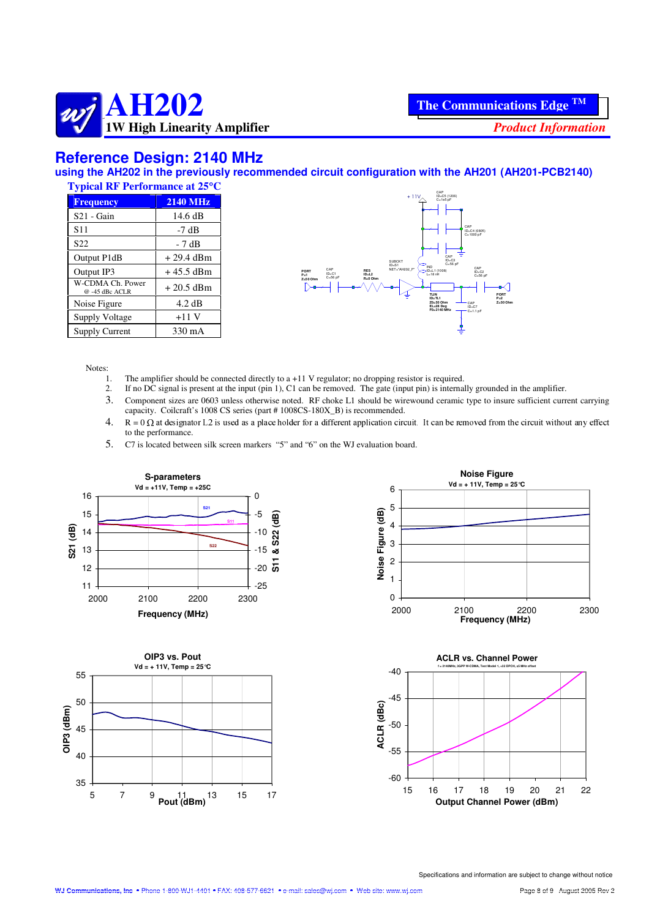# AH202

**1W High Linearity Amplifier**

***Product Information***

## Reference Design: 2140 MHz

### using the AH202 in the previously recommended circuit configuration with the AH201 (AH201-PCB2140)

**Typical RF Performance at 25°C**

| Frequency | 2140 MHz |
|---|---|
| S21 - Gain | 14.6 dB |
| S11 | -7 dB |
| S22 | - 7 dB |
| Output P1dB | + 29.4 dBm |
| Output IP3 | + 45.5 dBm |
| W-CDMA Ch. Power @ -45 dBc ACLR | + 20.5 dBm |
| Noise Figure | 4.2 dB |
| Supply Voltage | +11 V |
| Supply Current | 330 mA |

Notes:

1. The amplifier should be connected directly to a +11 V regulator; no dropping resistor is required.
2. If no DC signal is present at the input (pin 1), C1 can be removed. The gate (input pin) is internally grounded in the amplifier.
3. Component sizes are 0603 unless otherwise noted. RF choke L1 should be wirewound ceramic type to insure sufficient current carrying capacity. Coilcraft's 1008 CS series (part # 1008CS-180X_B) is recommended.
4. R = 0 Ω at designator L2 is used as a place holder for a different application circuit. It can be removed from the circuit without any effect to the performance.
5. C7 is located between silk screen markers "5" and "6" on the WJ evaluation board.

Specifications and information are subject to change without notice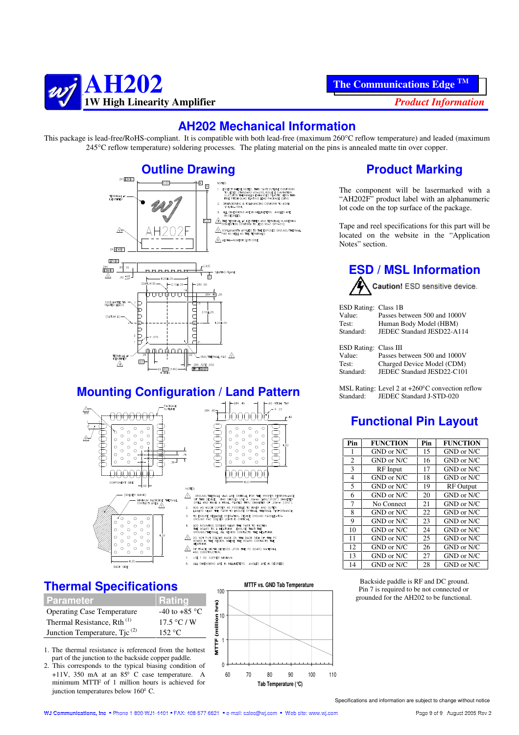# AH202

**1W High Linearity Amplifier**

*Product Information*

## AH202 Mechanical Information

This package is lead-free/RoHS-compliant. It is compatible with both lead-free (maximum 260°C reflow temperature) and leaded (maximum 245°C reflow temperature) soldering processes. The plating material on the pins is annealed matte tin over copper.

## Outline Drawing

NOTES:

1. EXCEPT WHERE NOTED, THIS PART OUTLINE CONFORMS TO JEDEC STANDARD MO-220, ISSUE E (VARIATION VGGC) FOR THERMALLY ENHANCED PLASTIC VERY THIN FINE PITCH QUAD FLAT NO LEAD PACKAGE (QFN).
2. DIMENSIONING & TOLERANCING CONFORM TO ASME Y14.5M.-1994.
3. ALL DIMENSIONS ARE IN MILLIMETERS. ANGLES ARE IN DEGREES.
4. THE TERMINAL #1 IDENTIFIER AND TERMINAL NUMBERING CONVENTION CONFORM TO JESD 95-1 SPP-012.
5. COPLANARITY APPLIES TO THE EXPOSED GROUND/THERMAL PAD AS WELL AS THE TERMINALS.
6. ALPHA-NUMERIC LOT CODE.

## Mounting Configuration / Land Pattern

NOTES:

1. GROUND/THERMAL VIAS ARE CRITICAL FOR THE PROPER PERFORMANCE OF THIS DEVICE. VIAS SHOULD USE A .35mm (#80/.0135") DIAMETER DRILL AND HAVE A FINAL PLATED THRU DIAMETER OF .25mm (.010").
2. ADD AS MUCH COPPER AS POSSIBLE TO INNER AND OUTER LAYERS NEAR THE PART TO ENSURE OPTIMAL THERMAL PERFORMANCE.
3. TO ENSURE RELIABLE OPERATION, DEVICE GROUND PADDLE-TO-GROUND PAD SOLDER JOINT IS CRITICAL.
4. ADD MOUNTING SCREWS NEAR THE PART TO FASTEN THE BOARD TO A HEATSINK. ENSURE THAT THE GROUND/THERMAL VIA REGION CONTACTS THE HEATSINK.
5. DO NOT PUT SOLDER MASK ON THE BACK SIDE OF THE PC BOARD IN THE REGION WHERE THE BOARD CONTACTS THE HEATSINK.
6. RF TRACE WIDTH DEPENDS UPON THE PC BOARD MATERIAL AND CONSTRUCTION.
7. USE 1 OZ. COPPER MINIMUM.
8. ALL DIMENSIONS ARE IN MILLIMETERS. ANGLES ARE IN DEGREES.

## Thermal Specifications

| Parameter | Rating |
|---|---|
| Operating Case Temperature | -40 to +85 °C |
| Thermal Resistance, Rth [1] | 17.5 °C / W |
| Junction Temperature, Tjc [2] | 152 °C |

1. The thermal resistance is referenced from the hottest part of the junction to the backside copper paddle.
2. This corresponds to the typical biasing condition of +11V, 350 mA at an 85° C case temperature. A minimum MTTF of 1 million hours is achieved for junction temperatures below 160° C.

MTTF vs. GND Tab Temperature

MTTF (million hrs)

100
10
1
0

60 70 80 90 100 110

Tab Temperature (°C)

## Product Marking

The component will be lasermarked with a "AH202F" product label with an alphanumeric lot code on the top surface of the package.

Tape and reel specifications for this part will be located on the website in the "Application Notes" section.

## ESD / MSL Information

**Caution!** ESD sensitive device.

ESD Rating: Class 1B
Value: Passes between 500 and 1000V
Test: Human Body Model (HBM)
Standard: JEDEC Standard JESD22-A114

ESD Rating: Class III
Value: Passes between 500 and 1000V
Test: Charged Device Model (CDM)
Standard: JEDEC Standard JESD22-C101

MSL Rating: Level 2 at +260°C convection reflow
Standard: JEDEC Standard J-STD-020

## Functional Pin Layout

| Pin | FUNCTION | Pin | FUNCTION |
|---|---|---|---|
| 1 | GND or N/C | 15 | GND or N/C |
| 2 | GND or N/C | 16 | GND or N/C |
| 3 | RF Input | 17 | GND or N/C |
| 4 | GND or N/C | 18 | GND or N/C |
| 5 | GND or N/C | 19 | RF Output |
| 6 | GND or N/C | 20 | GND or N/C |
| 7 | No Connect | 21 | GND or N/C |
| 8 | GND or N/C | 22 | GND or N/C |
| 9 | GND or N/C | 23 | GND or N/C |
| 10 | GND or N/C | 24 | GND or N/C |
| 11 | GND or N/C | 25 | GND or N/C |
| 12 | GND or N/C | 26 | GND or N/C |
| 13 | GND or N/C | 27 | GND or N/C |
| 14 | GND or N/C | 28 | GND or N/C |

Backside paddle is RF and DC ground.
Pin 7 is required to be not connected or grounded for the AH202 to be functional.

Specifications and information are subject to change without notice